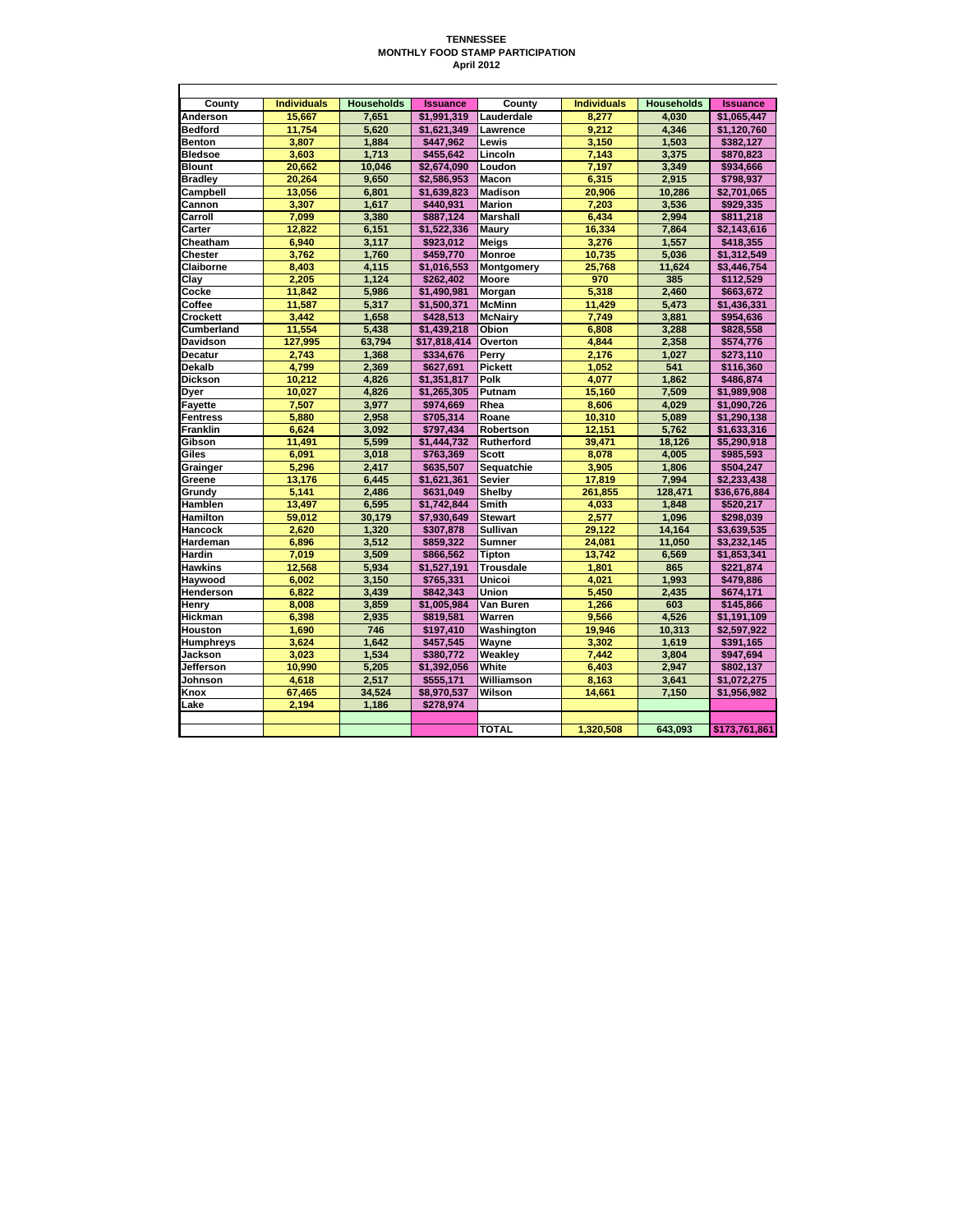# TENNESSEE
## MONTHLY FOOD STAMP PARTICIPATION
### April 2012

| County | Individuals | Households | Issuance | County | Individuals | Households | Issuance |
|---|---|---|---|---|---|---|---|
| Anderson | 15,667 | 7,651 | $1,991,319 | Lauderdale | 8,277 | 4,030 | $1,065,447 |
| Bedford | 11,754 | 5,620 | $1,621,349 | Lawrence | 9,212 | 4,346 | $1,120,760 |
| Benton | 3,807 | 1,884 | $447,962 | Lewis | 3,150 | 1,503 | $382,127 |
| Bledsoe | 3,603 | 1,713 | $455,642 | Lincoln | 7,143 | 3,375 | $870,823 |
| Blount | 20,662 | 10,046 | $2,674,090 | Loudon | 7,197 | 3,349 | $934,666 |
| Bradley | 20,264 | 9,650 | $2,586,953 | Macon | 6,315 | 2,915 | $798,937 |
| Campbell | 13,056 | 6,801 | $1,639,823 | Madison | 20,906 | 10,286 | $2,701,065 |
| Cannon | 3,307 | 1,617 | $440,931 | Marion | 7,203 | 3,536 | $929,335 |
| Carroll | 7,099 | 3,380 | $887,124 | Marshall | 6,434 | 2,994 | $811,218 |
| Carter | 12,822 | 6,151 | $1,522,336 | Maury | 16,334 | 7,864 | $2,143,616 |
| Cheatham | 6,940 | 3,117 | $923,012 | Meigs | 3,276 | 1,557 | $418,355 |
| Chester | 3,762 | 1,760 | $459,770 | Monroe | 10,735 | 5,036 | $1,312,549 |
| Claiborne | 8,403 | 4,115 | $1,016,553 | Montgomery | 25,768 | 11,624 | $3,446,754 |
| Clay | 2,205 | 1,124 | $262,402 | Moore | 970 | 385 | $112,529 |
| Cocke | 11,842 | 5,986 | $1,490,981 | Morgan | 5,318 | 2,460 | $663,672 |
| Coffee | 11,587 | 5,317 | $1,500,371 | McMinn | 11,429 | 5,473 | $1,436,331 |
| Crockett | 3,442 | 1,658 | $428,513 | McNairy | 7,749 | 3,881 | $954,636 |
| Cumberland | 11,554 | 5,438 | $1,439,218 | Obion | 6,808 | 3,288 | $828,558 |
| Davidson | 127,995 | 63,794 | $17,818,414 | Overton | 4,844 | 2,358 | $574,776 |
| Decatur | 2,743 | 1,368 | $334,676 | Perry | 2,176 | 1,027 | $273,110 |
| Dekalb | 4,799 | 2,369 | $627,691 | Pickett | 1,052 | 541 | $116,360 |
| Dickson | 10,212 | 4,826 | $1,351,817 | Polk | 4,077 | 1,862 | $486,874 |
| Dyer | 10,027 | 4,826 | $1,265,305 | Putnam | 15,160 | 7,509 | $1,989,908 |
| Fayette | 7,507 | 3,977 | $974,669 | Rhea | 8,606 | 4,029 | $1,090,726 |
| Fentress | 5,880 | 2,958 | $705,314 | Roane | 10,310 | 5,089 | $1,290,138 |
| Franklin | 6,624 | 3,092 | $797,434 | Robertson | 12,151 | 5,762 | $1,633,316 |
| Gibson | 11,491 | 5,599 | $1,444,732 | Rutherford | 39,471 | 18,126 | $5,290,918 |
| Giles | 6,091 | 3,018 | $763,369 | Scott | 8,078 | 4,005 | $985,593 |
| Grainger | 5,296 | 2,417 | $635,507 | Sequatchie | 3,905 | 1,806 | $504,247 |
| Greene | 13,176 | 6,445 | $1,621,361 | Sevier | 17,819 | 7,994 | $2,233,438 |
| Grundy | 5,141 | 2,486 | $631,049 | Shelby | 261,855 | 128,471 | $36,676,884 |
| Hamblen | 13,497 | 6,595 | $1,742,844 | Smith | 4,033 | 1,848 | $520,217 |
| Hamilton | 59,012 | 30,179 | $7,930,649 | Stewart | 2,577 | 1,096 | $298,039 |
| Hancock | 2,620 | 1,320 | $307,878 | Sullivan | 29,122 | 14,164 | $3,639,535 |
| Hardeman | 6,896 | 3,512 | $859,322 | Sumner | 24,081 | 11,050 | $3,232,145 |
| Hardin | 7,019 | 3,509 | $866,562 | Tipton | 13,742 | 6,569 | $1,853,341 |
| Hawkins | 12,568 | 5,934 | $1,527,191 | Trousdale | 1,801 | 865 | $221,874 |
| Haywood | 6,002 | 3,150 | $765,331 | Unicoi | 4,021 | 1,993 | $479,886 |
| Henderson | 6,822 | 3,439 | $842,343 | Union | 5,450 | 2,435 | $674,171 |
| Henry | 8,008 | 3,859 | $1,005,984 | Van Buren | 1,266 | 603 | $145,866 |
| Hickman | 6,398 | 2,935 | $819,581 | Warren | 9,566 | 4,526 | $1,191,109 |
| Houston | 1,690 | 746 | $197,410 | Washington | 19,946 | 10,313 | $2,597,922 |
| Humphreys | 3,624 | 1,642 | $457,545 | Wayne | 3,302 | 1,619 | $391,165 |
| Jackson | 3,023 | 1,534 | $380,772 | Weakley | 7,442 | 3,804 | $947,694 |
| Jefferson | 10,990 | 5,205 | $1,392,056 | White | 6,403 | 2,947 | $802,137 |
| Johnson | 4,618 | 2,517 | $555,171 | Williamson | 8,163 | 3,641 | $1,072,275 |
| Knox | 67,465 | 34,524 | $8,970,537 | Wilson | 14,661 | 7,150 | $1,956,982 |
| Lake | 2,194 | 1,186 | $278,974 | | | | |
| | | | | TOTAL | 1,320,508 | 643,093 | $173,761,861 |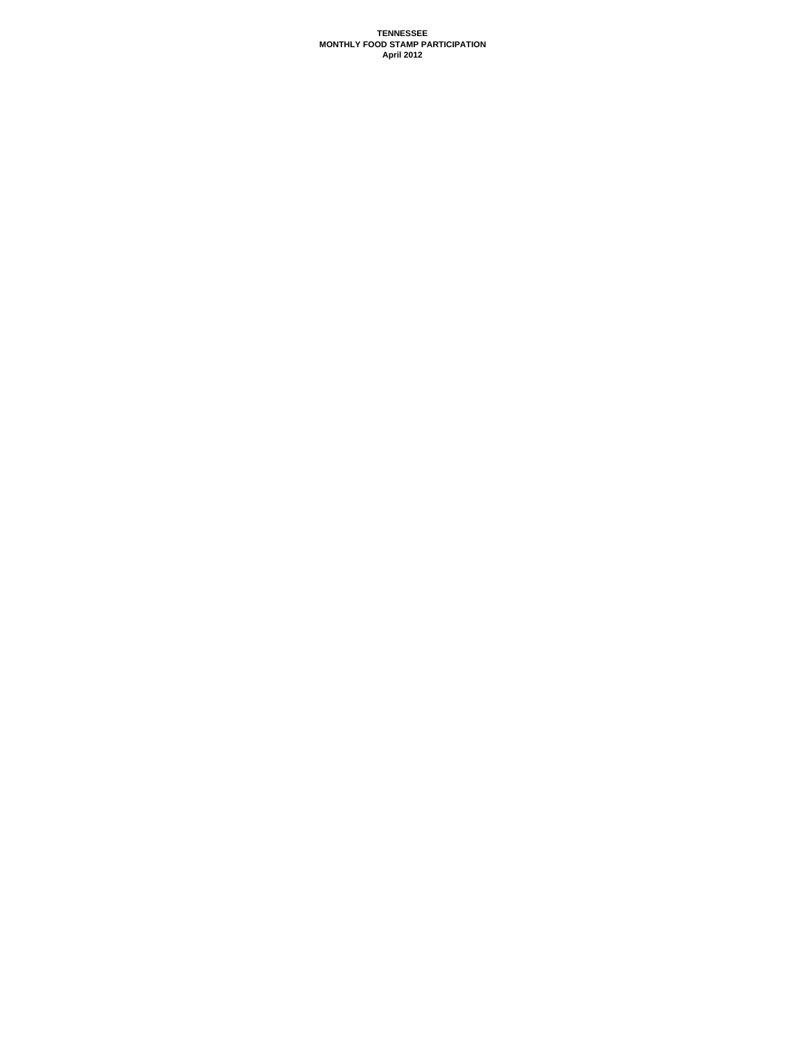**TENNESSEE**
**MONTHLY FOOD STAMP PARTICIPATION**
**April 2012**